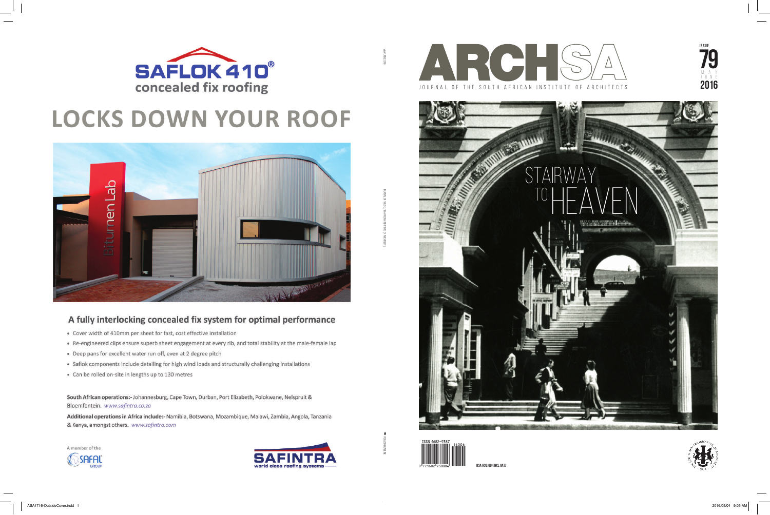# SAFLOK 410®

concealed fix roofing

## LOCKS DOWN YOUR ROOF

Bitumen Lab

### A fully interlocking concealed fix system for optimal performance

- Cover width of 410mm per sheet for fast, cost effective installation
- Re-engineered clips ensure superb sheet engagement at every rib, and total stability at the male-female lap
- Deep pans for excellent water run off, even at 2 degree pitch
- Saflok components include detailing for high wind loads and structurally challenging installations
- Can be rolled on-site in lengths up to 130 metres

**South African operations:-** Johannesburg, Cape Town, Durban, Port Elizabeth, Polokwane, Nelspruit & Bloemfontein. *www.safintra.co.za*

**Additional operations in Africa include:-** Namibia, Botswana, Mozambique, Malawi, Zambia, Angola, Tanzania & Kenya, amongst others. *www.safintra.com*

A member of the SAFAL GROUP

SAFINTRA world class roofing systems

# ARCHSA

JOURNAL OF THE SOUTH AFRICAN INSTITUTE OF ARCHITECTS

ISSUE 79 MAY JUNE 2016

## STAIRWAY TO HEAVEN

ISSN 1682-9387

16006

9 771682 938004

RSA R30.00 (INCL VAT)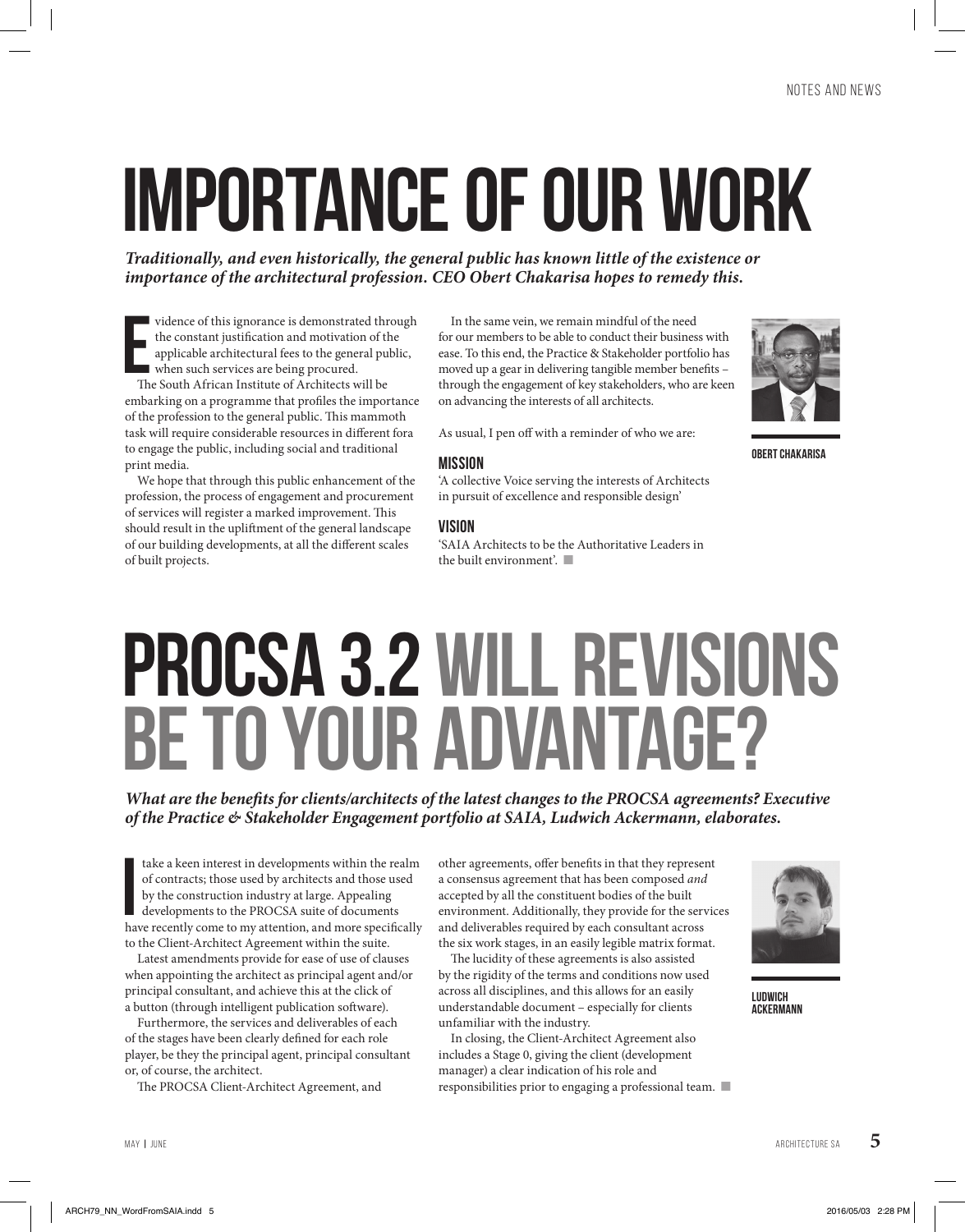# IMPORTANCE OF OUR WORK

***Traditionally, and even historically, the general public has known little of the existence or importance of the architectural profession. CEO Obert Chakarisa hopes to remedy this.***

Evidence of this ignorance is demonstrated through the constant justification and motivation of the applicable architectural fees to the general public, when such services are being procured.

The South African Institute of Architects will be embarking on a programme that profiles the importance of the profession to the general public. This mammoth task will require considerable resources in different fora to engage the public, including social and traditional print media.

We hope that through this public enhancement of the profession, the process of engagement and procurement of services will register a marked improvement. This should result in the upliftment of the general landscape of our building developments, at all the different scales of built projects.

In the same vein, we remain mindful of the need for our members to be able to conduct their business with ease. To this end, the Practice & Stakeholder portfolio has moved up a gear in delivering tangible member benefits – through the engagement of key stakeholders, who are keen on advancing the interests of all architects.

As usual, I pen off with a reminder of who we are:

### MISSION

'A collective Voice serving the interests of Architects in pursuit of excellence and responsible design'

### VISION

'SAIA Architects to be the Authoritative Leaders in the built environment'. ■

OBERT CHAKARISA

# PROCSA 3.2 WILL REVISIONS BE TO YOUR ADVANTAGE?

***What are the benefits for clients/architects of the latest changes to the PROCSA agreements? Executive of the Practice & Stakeholder Engagement portfolio at SAIA, Ludwich Ackermann, elaborates.***

I take a keen interest in developments within the realm of contracts; those used by architects and those used by the construction industry at large. Appealing developments to the PROCSA suite of documents have recently come to my attention, and more specifically to the Client-Architect Agreement within the suite.

Latest amendments provide for ease of use of clauses when appointing the architect as principal agent and/or principal consultant, and achieve this at the click of a button (through intelligent publication software).

Furthermore, the services and deliverables of each of the stages have been clearly defined for each role player, be they the principal agent, principal consultant or, of course, the architect.

The PROCSA Client-Architect Agreement, and other agreements, offer benefits in that they represent a consensus agreement that has been composed *and* accepted by all the constituent bodies of the built environment. Additionally, they provide for the services and deliverables required by each consultant across the six work stages, in an easily legible matrix format.

The lucidity of these agreements is also assisted by the rigidity of the terms and conditions now used across all disciplines, and this allows for an easily understandable document – especially for clients unfamiliar with the industry.

In closing, the Client-Architect Agreement also includes a Stage 0, giving the client (development manager) a clear indication of his role and responsibilities prior to engaging a professional team. ■

LUDWICH ACKERMANN